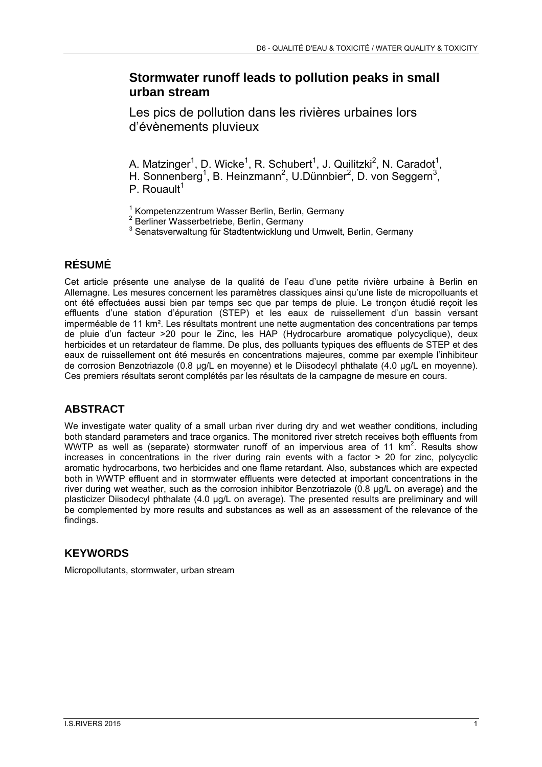# Stormwater runoff leads to pollution peaks in small urban stream

## Les pics de pollution dans les rivières urbaines lors d'évènements pluvieux

A. Matzinger[1], D. Wicke[1], R. Schubert[1], J. Quilitzki[2], N. Caradot[1], H. Sonnenberg[1], B. Heinzmann[2], U.Dünnbier[2], D. von Seggern[3], P. Rouault[1]

[1] Kompetenzzentrum Wasser Berlin, Berlin, Germany
[2] Berliner Wasserbetriebe, Berlin, Germany
[3] Senatsverwaltung für Stadtentwicklung und Umwelt, Berlin, Germany

## RÉSUMÉ

Cet article présente une analyse de la qualité de l'eau d'une petite rivière urbaine à Berlin en Allemagne. Les mesures concernent les paramètres classiques ainsi qu'une liste de micropolluants et ont été effectuées aussi bien par temps sec que par temps de pluie. Le tronçon étudié reçoit les effluents d'une station d'épuration (STEP) et les eaux de ruissellement d'un bassin versant imperméable de 11 km². Les résultats montrent une nette augmentation des concentrations par temps de pluie d'un facteur >20 pour le Zinc, les HAP (Hydrocarbure aromatique polycyclique), deux herbicides et un retardateur de flamme. De plus, des polluants typiques des effluents de STEP et des eaux de ruissellement ont été mesurés en concentrations majeures, comme par exemple l'inhibiteur de corrosion Benzotriazole (0.8 µg/L en moyenne) et le Diisodecyl phthalate (4.0 µg/L en moyenne). Ces premiers résultats seront complétés par les résultats de la campagne de mesure en cours.

## ABSTRACT

We investigate water quality of a small urban river during dry and wet weather conditions, including both standard parameters and trace organics. The monitored river stretch receives both effluents from WWTP as well as (separate) stormwater runoff of an impervious area of 11 km$^2$. Results show increases in concentrations in the river during rain events with a factor > 20 for zinc, polycyclic aromatic hydrocarbons, two herbicides and one flame retardant. Also, substances which are expected both in WWTP effluent and in stormwater effluents were detected at important concentrations in the river during wet weather, such as the corrosion inhibitor Benzotriazole (0.8 µg/L on average) and the plasticizer Diisodecyl phthalate (4.0 µg/L on average). The presented results are preliminary and will be complemented by more results and substances as well as an assessment of the relevance of the findings.

## KEYWORDS

Micropollutants, stormwater, urban stream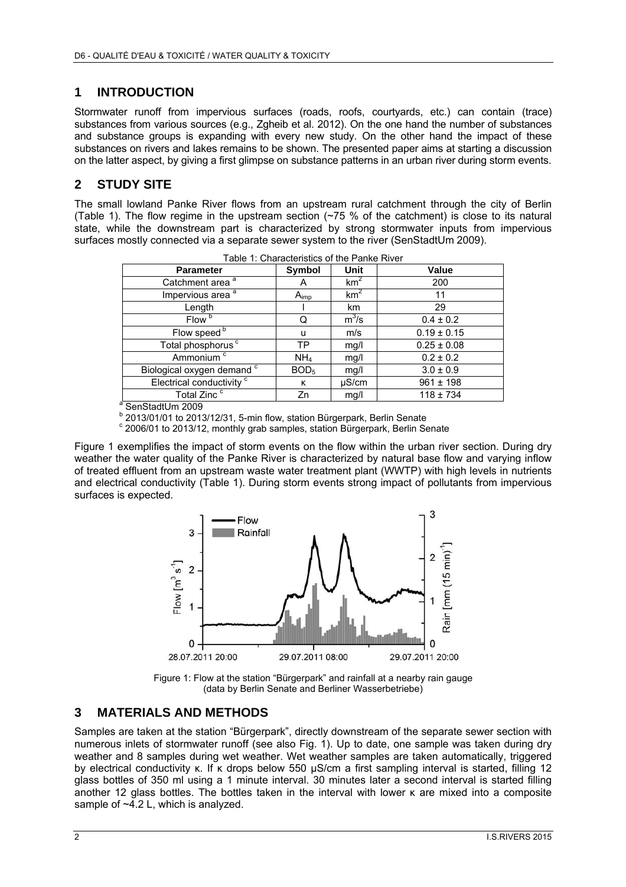## 1 INTRODUCTION

Stormwater runoff from impervious surfaces (roads, roofs, courtyards, etc.) can contain (trace) substances from various sources (e.g., Zgheib et al. 2012). On the one hand the number of substances and substance groups is expanding with every new study. On the other hand the impact of these substances on rivers and lakes remains to be shown. The presented paper aims at starting a discussion on the latter aspect, by giving a first glimpse on substance patterns in an urban river during storm events.

## 2 STUDY SITE

The small lowland Panke River flows from an upstream rural catchment through the city of Berlin (Table 1). The flow regime in the upstream section (~75 % of the catchment) is close to its natural state, while the downstream part is characterized by strong stormwater inputs from impervious surfaces mostly connected via a separate sewer system to the river (SenStadtUm 2009).

Table 1: Characteristics of the Panke River

| Parameter | Symbol | Unit | Value |
|---|---|---|---|
| Catchment area [a] | A | $km^2$ | 200 |
| Impervious area [a] | $A_{imp}$ | $km^2$ | 11 |
| Length | l | km | 29 |
| Flow [b] | Q | $m^3/s$ | 0.4 ± 0.2 |
| Flow speed [b] | u | m/s | 0.19 ± 0.15 |
| Total phosphorus [c] | TP | mg/l | 0.25 ± 0.08 |
| Ammonium [c] | $NH_4$ | mg/l | 0.2 ± 0.2 |
| Biological oxygen demand [c] | $BOD_5$ | mg/l | 3.0 ± 0.9 |
| Electrical conductivity [c] | κ | µS/cm | 961 ± 198 |
| Total Zinc [c] | Zn | mg/l | 118 ± 734 |

[a] SenStadtUm 2009
[b] 2013/01/01 to 2013/12/31, 5-min flow, station Bürgerpark, Berlin Senate
[c] 2006/01 to 2013/12, monthly grab samples, station Bürgerpark, Berlin Senate

Figure 1 exemplifies the impact of storm events on the flow within the urban river section. During dry weather the water quality of the Panke River is characterized by natural base flow and varying inflow of treated effluent from an upstream waste water treatment plant (WWTP) with high levels in nutrients and electrical conductivity (Table 1). During storm events strong impact of pollutants from impervious surfaces is expected.

Figure 1: Flow at the station "Bürgerpark" and rainfall at a nearby rain gauge (data by Berlin Senate and Berliner Wasserbetriebe)

## 3 MATERIALS AND METHODS

Samples are taken at the station "Bürgerpark", directly downstream of the separate sewer section with numerous inlets of stormwater runoff (see also Fig. 1). Up to date, one sample was taken during dry weather and 8 samples during wet weather. Wet weather samples are taken automatically, triggered by electrical conductivity κ. If κ drops below 550 µS/cm a first sampling interval is started, filling 12 glass bottles of 350 ml using a 1 minute interval. 30 minutes later a second interval is started filling another 12 glass bottles. The bottles taken in the interval with lower κ are mixed into a composite sample of ~4.2 L, which is analyzed.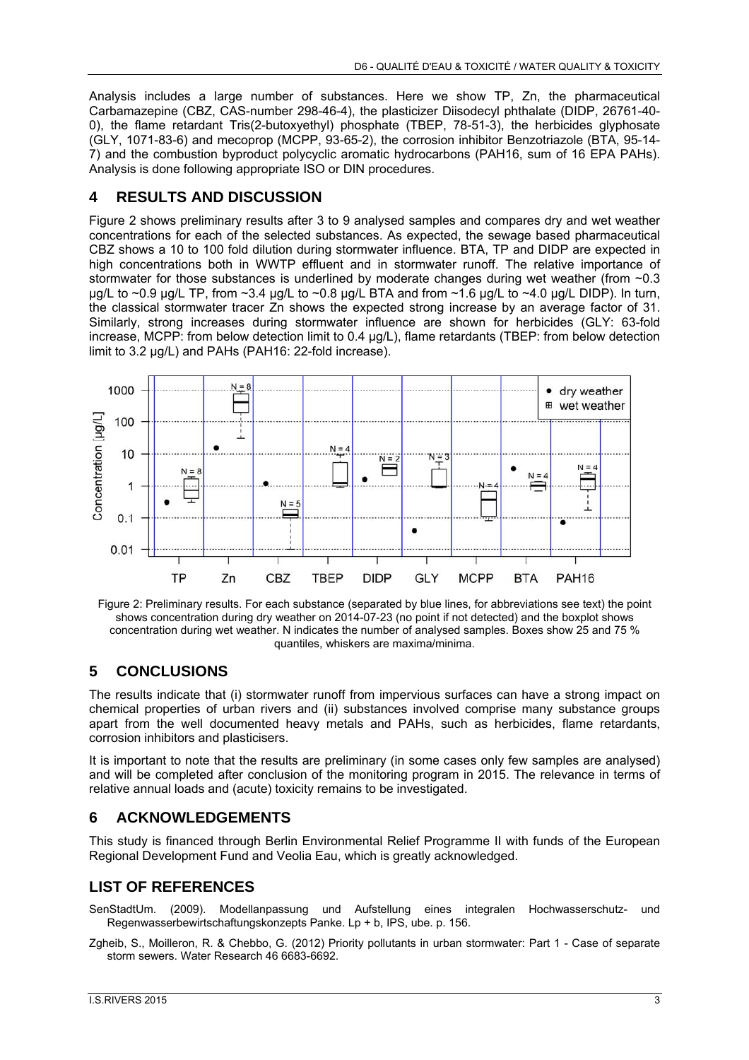Analysis includes a large number of substances. Here we show TP, Zn, the pharmaceutical Carbamazepine (CBZ, CAS-number 298-46-4), the plasticizer Diisodecyl phthalate (DIDP, 26761-40-0), the flame retardant Tris(2-butoxyethyl) phosphate (TBEP, 78-51-3), the herbicides glyphosate (GLY, 1071-83-6) and mecoprop (MCPP, 93-65-2), the corrosion inhibitor Benzotriazole (BTA, 95-14-7) and the combustion byproduct polycyclic aromatic hydrocarbons (PAH16, sum of 16 EPA PAHs). Analysis is done following appropriate ISO or DIN procedures.

## 4 RESULTS AND DISCUSSION

Figure 2 shows preliminary results after 3 to 9 analysed samples and compares dry and wet weather concentrations for each of the selected substances. As expected, the sewage based pharmaceutical CBZ shows a 10 to 100 fold dilution during stormwater influence. BTA, TP and DIDP are expected in high concentrations both in WWTP effluent and in stormwater runoff. The relative importance of stormwater for those substances is underlined by moderate changes during wet weather (from ~0.3 µg/L to ~0.9 µg/L TP, from ~3.4 µg/L to ~0.8 µg/L BTA and from ~1.6 µg/L to ~4.0 µg/L DIDP). In turn, the classical stormwater tracer Zn shows the expected strong increase by an average factor of 31. Similarly, strong increases during stormwater influence are shown for herbicides (GLY: 63-fold increase, MCPP: from below detection limit to 0.4 µg/L), flame retardants (TBEP: from below detection limit to 3.2 µg/L) and PAHs (PAH16: 22-fold increase).

Concentration [µg/L]
1000
100
10
1
0.1
0.01
TP Zn CBZ TBEP DIDP GLY MCPP BTA PAH16
N = 8, N = 8, N = 5, N = 4, N = 2, N = 3, N = 4, N = 4, N = 4
• dry weather
⊞ wet weather

Figure 2: Preliminary results. For each substance (separated by blue lines, for abbreviations see text) the point shows concentration during dry weather on 2014-07-23 (no point if not detected) and the boxplot shows concentration during wet weather. N indicates the number of analysed samples. Boxes show 25 and 75 % quantiles, whiskers are maxima/minima.

## 5 CONCLUSIONS

The results indicate that (i) stormwater runoff from impervious surfaces can have a strong impact on chemical properties of urban rivers and (ii) substances involved comprise many substance groups apart from the well documented heavy metals and PAHs, such as herbicides, flame retardants, corrosion inhibitors and plasticisers.

It is important to note that the results are preliminary (in some cases only few samples are analysed) and will be completed after conclusion of the monitoring program in 2015. The relevance in terms of relative annual loads and (acute) toxicity remains to be investigated.

## 6 ACKNOWLEDGEMENTS

This study is financed through Berlin Environmental Relief Programme II with funds of the European Regional Development Fund and Veolia Eau, which is greatly acknowledged.

## LIST OF REFERENCES

SenStadtUm. (2009). Modellanpassung und Aufstellung eines integralen Hochwasserschutz- und Regenwasserbewirtschaftungskonzepts Panke. Lp + b, IPS, ube. p. 156.

Zgheib, S., Moilleron, R. & Chebbo, G. (2012) Priority pollutants in urban stormwater: Part 1 - Case of separate storm sewers. Water Research 46 6683-6692.